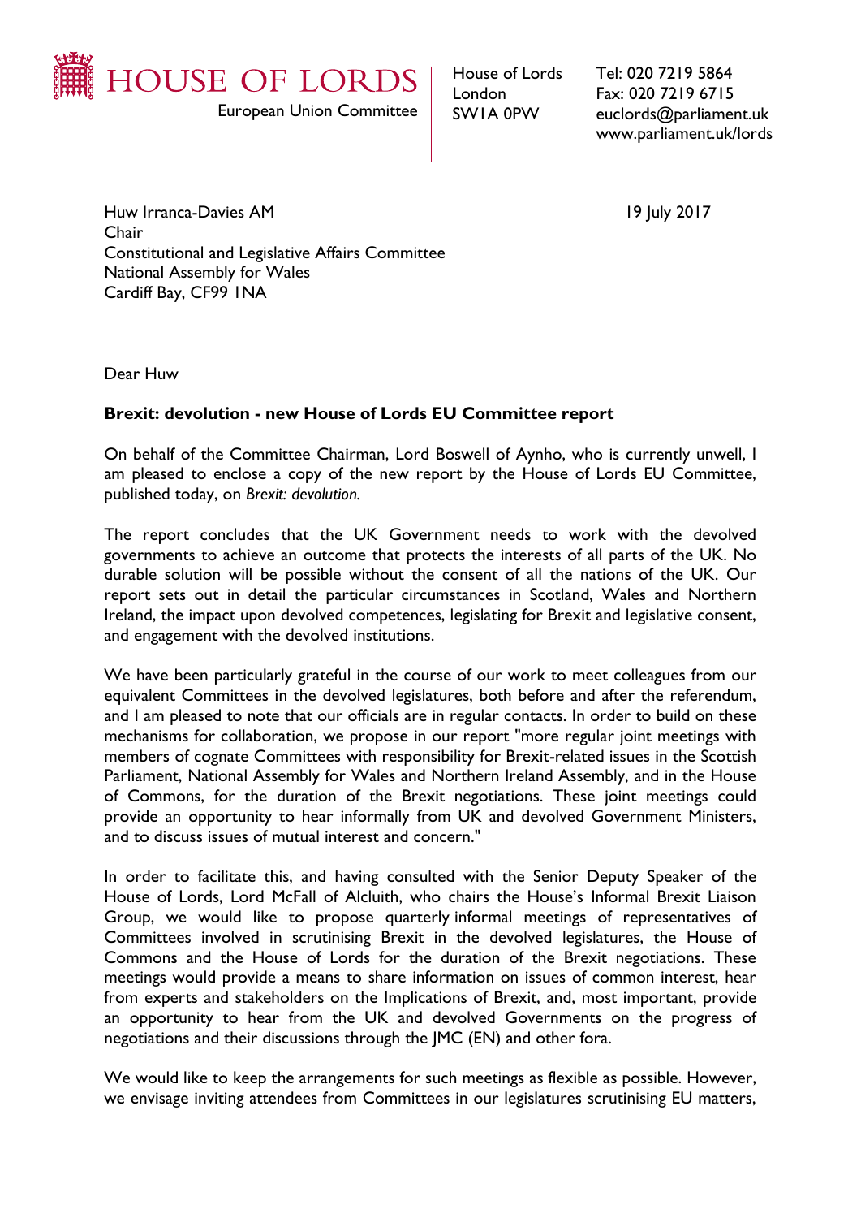HOUSE OF LORDS

European Union Committee

House of Lords
London
SW1A 0PW

Tel: 020 7219 5864
Fax: 020 7219 6715
euclords@parliament.uk
www.parliament.uk/lords

Huw Irranca-Davies AM
Chair
Constitutional and Legislative Affairs Committee
National Assembly for Wales
Cardiff Bay, CF99 1NA

19 July 2017

Dear Huw

**Brexit: devolution - new House of Lords EU Committee report**

On behalf of the Committee Chairman, Lord Boswell of Aynho, who is currently unwell, I am pleased to enclose a copy of the new report by the House of Lords EU Committee, published today, on *Brexit: devolution.*

The report concludes that the UK Government needs to work with the devolved governments to achieve an outcome that protects the interests of all parts of the UK. No durable solution will be possible without the consent of all the nations of the UK. Our report sets out in detail the particular circumstances in Scotland, Wales and Northern Ireland, the impact upon devolved competences, legislating for Brexit and legislative consent, and engagement with the devolved institutions.

We have been particularly grateful in the course of our work to meet colleagues from our equivalent Committees in the devolved legislatures, both before and after the referendum, and I am pleased to note that our officials are in regular contacts. In order to build on these mechanisms for collaboration, we propose in our report "more regular joint meetings with members of cognate Committees with responsibility for Brexit-related issues in the Scottish Parliament, National Assembly for Wales and Northern Ireland Assembly, and in the House of Commons, for the duration of the Brexit negotiations. These joint meetings could provide an opportunity to hear informally from UK and devolved Government Ministers, and to discuss issues of mutual interest and concern."

In order to facilitate this, and having consulted with the Senior Deputy Speaker of the House of Lords, Lord McFall of Alcluith, who chairs the House's Informal Brexit Liaison Group, we would like to propose quarterly informal meetings of representatives of Committees involved in scrutinising Brexit in the devolved legislatures, the House of Commons and the House of Lords for the duration of the Brexit negotiations. These meetings would provide a means to share information on issues of common interest, hear from experts and stakeholders on the Implications of Brexit, and, most important, provide an opportunity to hear from the UK and devolved Governments on the progress of negotiations and their discussions through the JMC (EN) and other fora.

We would like to keep the arrangements for such meetings as flexible as possible. However, we envisage inviting attendees from Committees in our legislatures scrutinising EU matters,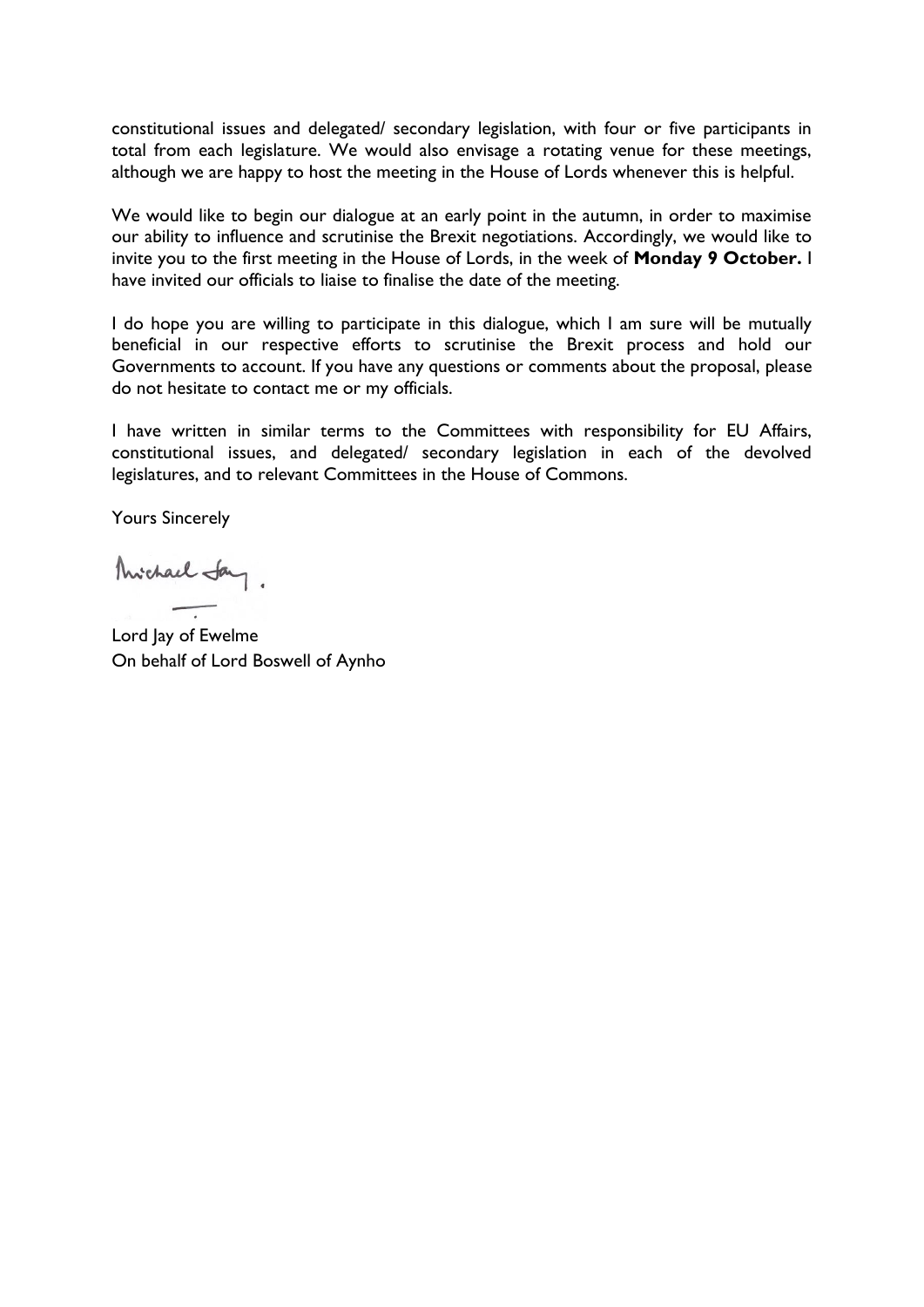constitutional issues and delegated/ secondary legislation, with four or five participants in total from each legislature. We would also envisage a rotating venue for these meetings, although we are happy to host the meeting in the House of Lords whenever this is helpful.

We would like to begin our dialogue at an early point in the autumn, in order to maximise our ability to influence and scrutinise the Brexit negotiations. Accordingly, we would like to invite you to the first meeting in the House of Lords, in the week of **Monday 9 October.** I have invited our officials to liaise to finalise the date of the meeting.

I do hope you are willing to participate in this dialogue, which I am sure will be mutually beneficial in our respective efforts to scrutinise the Brexit process and hold our Governments to account. If you have any questions or comments about the proposal, please do not hesitate to contact me or my officials.

I have written in similar terms to the Committees with responsibility for EU Affairs, constitutional issues, and delegated/ secondary legislation in each of the devolved legislatures, and to relevant Committees in the House of Commons.

Yours Sincerely

Michael Jay.

Lord Jay of Ewelme
On behalf of Lord Boswell of Aynho